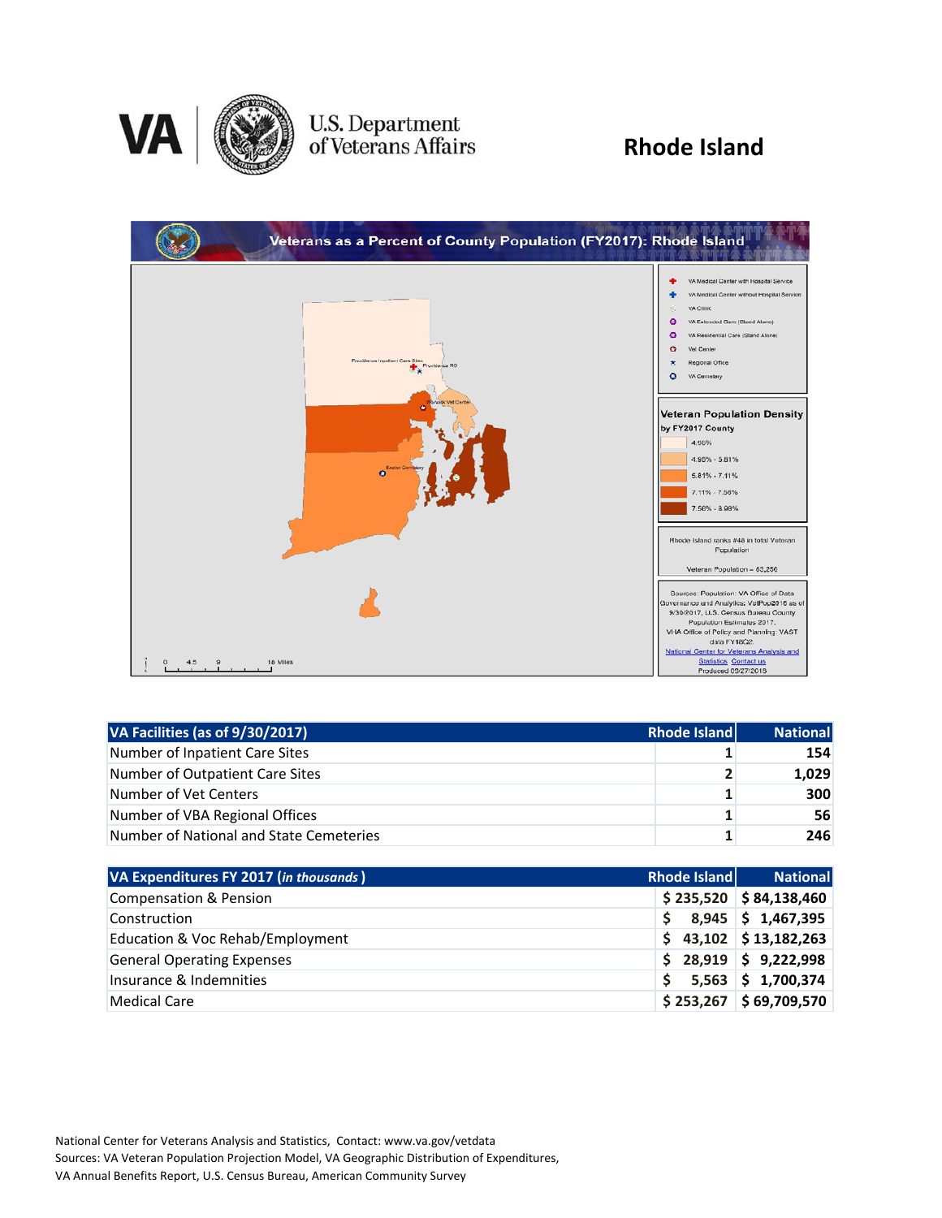U.S. Department of Veterans Affairs

# Rhode Island

## Veterans as a Percent of County Population (FY2017): Rhode Island

Providence Inpatient Care Sites

Providence RO

Warwick Vet Center

Exeter Cemetery

VA Medical Center with Hospital Service
VA Medical Center without Hospital Service
VA Clinic
VA Extended Care (Stand Alone)
VA Residential Care (Stand Alone)
Vet Center
Regional Office
VA Cemetery

**Veteran Population Density by FY2017 County**

- 4.95%
- 4.95% - 5.81%
- 5.81% - 7.11%
- 7.11% - 7.56%
- 7.56% - 8.98%

Rhode Island ranks #48 in total Veteran Population

Veteran Population = 63,250

Sources: Population: VA Office of Data Governance and Analytics: VetPop2016 as of 9/30/2017, U.S. Census Bureau County Population Estimates 2017.
VHA Office of Policy and Planning: VAST data FY18Q2.
National Center for Veterans Analysis and Statistics Contact us
Produced 09/27/2018

0 4.5 9 18 Miles

| VA Facilities (as of 9/30/2017) | Rhode Island | National |
|---|---|---|
| Number of Inpatient Care Sites | 1 | 154 |
| Number of Outpatient Care Sites | 2 | 1,029 |
| Number of Vet Centers | 1 | 300 |
| Number of VBA Regional Offices | 1 | 56 |
| Number of National and State Cemeteries | 1 | 246 |

| VA Expenditures FY 2017 (*in thousands*) | Rhode Island | National |
|---|---|---|
| Compensation & Pension | $ 235,520 | $ 84,138,460 |
| Construction | $ 8,945 | $ 1,467,395 |
| Education & Voc Rehab/Employment | $ 43,102 | $ 13,182,263 |
| General Operating Expenses | $ 28,919 | $ 9,222,998 |
| Insurance & Indemnities | $ 5,563 | $ 1,700,374 |
| Medical Care | $ 253,267 | $ 69,709,570 |

National Center for Veterans Analysis and Statistics, Contact: www.va.gov/vetdata
Sources: VA Veteran Population Projection Model, VA Geographic Distribution of Expenditures, VA Annual Benefits Report, U.S. Census Bureau, American Community Survey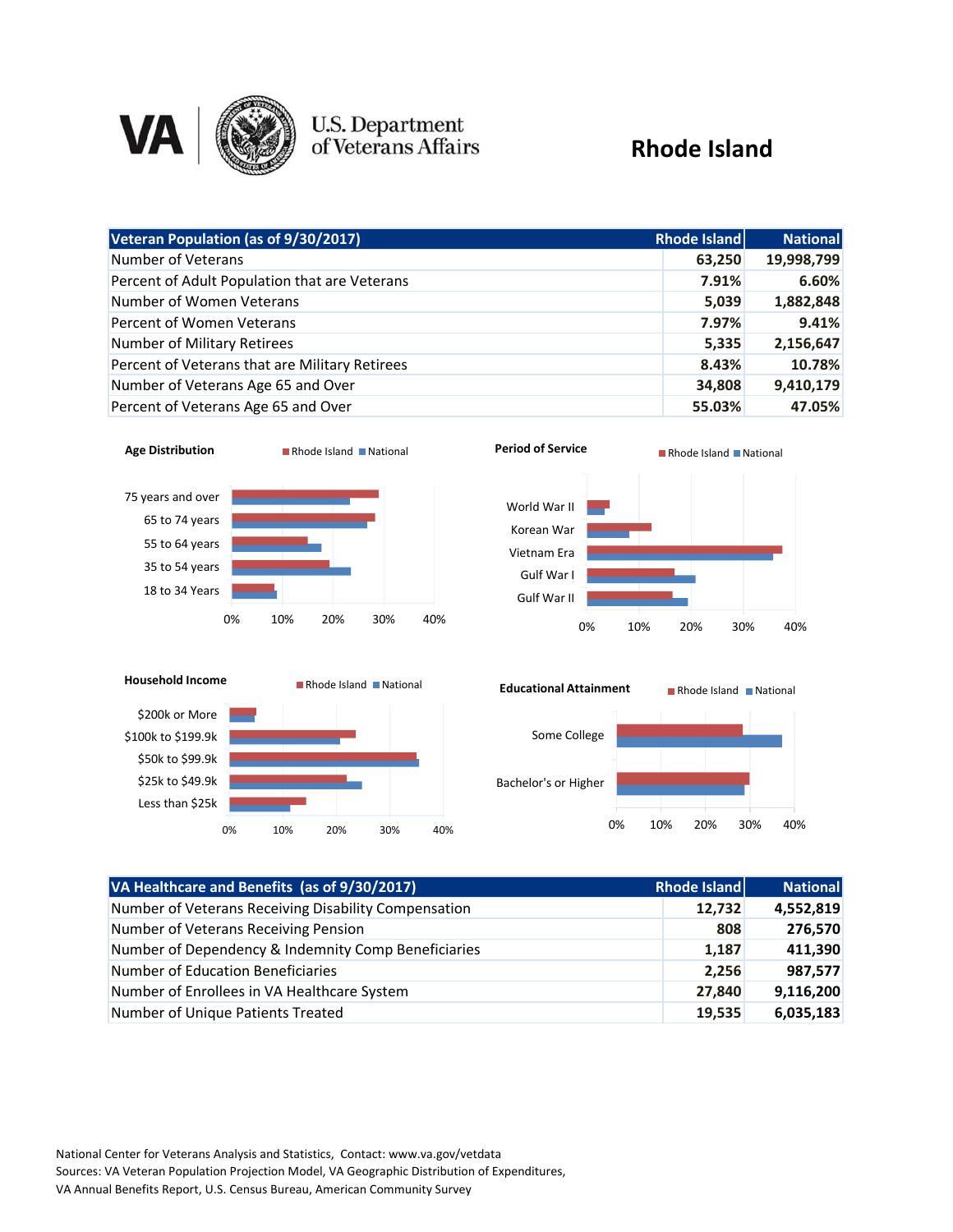# Rhode Island

U.S. Department of Veterans Affairs

| Veteran Population (as of 9/30/2017) | Rhode Island | National |
|---|---|---|
| Number of Veterans | 63,250 | 19,998,799 |
| Percent of Adult Population that are Veterans | 7.91% | 6.60% |
| Number of Women Veterans | 5,039 | 1,882,848 |
| Percent of Women Veterans | 7.97% | 9.41% |
| Number of Military Retirees | 5,335 | 2,156,647 |
| Percent of Veterans that are Military Retirees | 8.43% | 10.78% |
| Number of Veterans Age 65 and Over | 34,808 | 9,410,179 |
| Percent of Veterans Age 65 and Over | 55.03% | 47.05% |

**Age Distribution** (Rhode Island, National)

- 75 years and over
- 65 to 74 years
- 55 to 64 years
- 35 to 54 years
- 18 to 34 Years

0% 10% 20% 30% 40%

**Period of Service** (Rhode Island, National)

- World War II
- Korean War
- Vietnam Era
- Gulf War I
- Gulf War II

0% 10% 20% 30% 40%

**Household Income** (Rhode Island, National)

- $200k or More
- $100k to $199.9k
- $50k to $99.9k
- $25k to $49.9k
- Less than $25k

0% 10% 20% 30% 40%

**Educational Attainment** (Rhode Island, National)

- Some College
- Bachelor's or Higher

0% 10% 20% 30% 40%

| VA Healthcare and Benefits (as of 9/30/2017) | Rhode Island | National |
|---|---|---|
| Number of Veterans Receiving Disability Compensation | 12,732 | 4,552,819 |
| Number of Veterans Receiving Pension | 808 | 276,570 |
| Number of Dependency & Indemnity Comp Beneficiaries | 1,187 | 411,390 |
| Number of Education Beneficiaries | 2,256 | 987,577 |
| Number of Enrollees in VA Healthcare System | 27,840 | 9,116,200 |
| Number of Unique Patients Treated | 19,535 | 6,035,183 |

National Center for Veterans Analysis and Statistics, Contact: www.va.gov/vetdata
Sources: VA Veteran Population Projection Model, VA Geographic Distribution of Expenditures, VA Annual Benefits Report, U.S. Census Bureau, American Community Survey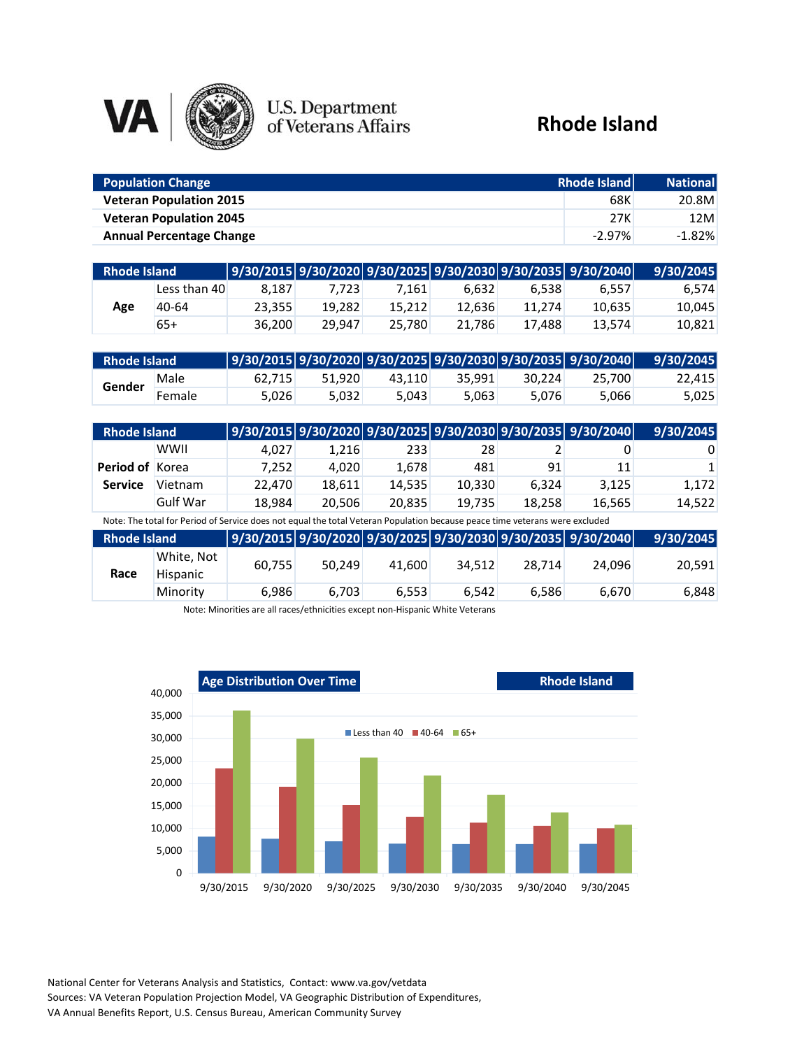# U.S. Department of Veterans Affairs

## Rhode Island

| Population Change | Rhode Island | National |
|---|---|---|
| **Veteran Population 2015** | 68K | 20.8M |
| **Veteran Population 2045** | 27K | 12M |
| **Annual Percentage Change** | -2.97% | -1.82% |

| Rhode Island | | 9/30/2015 | 9/30/2020 | 9/30/2025 | 9/30/2030 | 9/30/2035 | 9/30/2040 | 9/30/2045 |
|---|---|---|---|---|---|---|---|---|
| **Age** | Less than 40 | 8,187 | 7,723 | 7,161 | 6,632 | 6,538 | 6,557 | 6,574 |
| | 40-64 | 23,355 | 19,282 | 15,212 | 12,636 | 11,274 | 10,635 | 10,045 |
| | 65+ | 36,200 | 29,947 | 25,780 | 21,786 | 17,488 | 13,574 | 10,821 |

| Rhode Island | | 9/30/2015 | 9/30/2020 | 9/30/2025 | 9/30/2030 | 9/30/2035 | 9/30/2040 | 9/30/2045 |
|---|---|---|---|---|---|---|---|---|
| **Gender** | Male | 62,715 | 51,920 | 43,110 | 35,991 | 30,224 | 25,700 | 22,415 |
| | Female | 5,026 | 5,032 | 5,043 | 5,063 | 5,076 | 5,066 | 5,025 |

| Rhode Island | | 9/30/2015 | 9/30/2020 | 9/30/2025 | 9/30/2030 | 9/30/2035 | 9/30/2040 | 9/30/2045 |
|---|---|---|---|---|---|---|---|---|
| **Period of Service** | WWII | 4,027 | 1,216 | 233 | 28 | 2 | 0 | 0 |
| | Korea | 7,252 | 4,020 | 1,678 | 481 | 91 | 11 | 1 |
| | Vietnam | 22,470 | 18,611 | 14,535 | 10,330 | 6,324 | 3,125 | 1,172 |
| | Gulf War | 18,984 | 20,506 | 20,835 | 19,735 | 18,258 | 16,565 | 14,522 |

Note: The total for Period of Service does not equal the total Veteran Population because peace time veterans were excluded

| Rhode Island | | 9/30/2015 | 9/30/2020 | 9/30/2025 | 9/30/2030 | 9/30/2035 | 9/30/2040 | 9/30/2045 |
|---|---|---|---|---|---|---|---|---|
| **Race** | White, Not Hispanic | 60,755 | 50,249 | 41,600 | 34,512 | 28,714 | 24,096 | 20,591 |
| | Minority | 6,986 | 6,703 | 6,553 | 6,542 | 6,586 | 6,670 | 6,848 |

Note: Minorities are all races/ethnicities except non-Hispanic White Veterans

Age Distribution Over Time

Rhode Island

Less than 40 | 40-64 | 65+

40,000
35,000
30,000
25,000
20,000
15,000
10,000
5,000
0

9/30/2015 9/30/2020 9/30/2025 9/30/2030 9/30/2035 9/30/2040 9/30/2045

National Center for Veterans Analysis and Statistics, Contact: www.va.gov/vetdata
Sources: VA Veteran Population Projection Model, VA Geographic Distribution of Expenditures, VA Annual Benefits Report, U.S. Census Bureau, American Community Survey